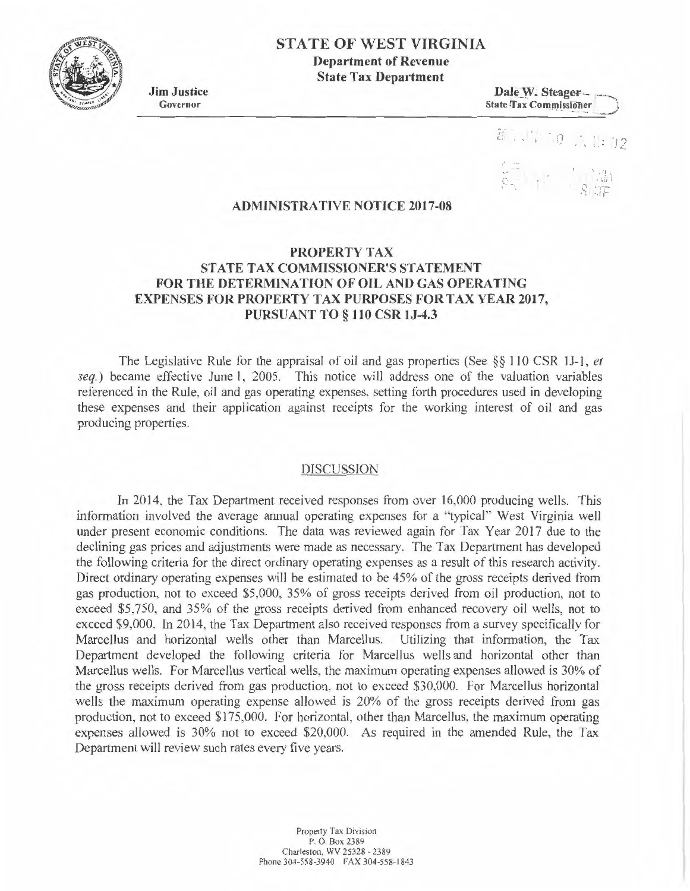# STATE OF WEST VIRGINIA

**Department of Revenue**
**State Tax Department**

**Jim Justice**
Governor

**Dale W. Steager**
State Tax Commissioner

## ADMINISTRATIVE NOTICE 2017-08

## PROPERTY TAX
## STATE TAX COMMISSIONER'S STATEMENT
## FOR THE DETERMINATION OF OIL AND GAS OPERATING EXPENSES FOR PROPERTY TAX PURPOSES FOR TAX YEAR 2017, PURSUANT TO § 110 CSR 1J-4.3

The Legislative Rule for the appraisal of oil and gas properties (See §§ 110 CSR 1J-1, *et seq.*) became effective June 1, 2005. This notice will address one of the valuation variables referenced in the Rule, oil and gas operating expenses, setting forth procedures used in developing these expenses and their application against receipts for the working interest of oil and gas producing properties.

### DISCUSSION

In 2014, the Tax Department received responses from over 16,000 producing wells. This information involved the average annual operating expenses for a "typical" West Virginia well under present economic conditions. The data was reviewed again for Tax Year 2017 due to the declining gas prices and adjustments were made as necessary. The Tax Department has developed the following criteria for the direct ordinary operating expenses as a result of this research activity. Direct ordinary operating expenses will be estimated to be 45% of the gross receipts derived from gas production, not to exceed \$5,000, 35% of gross receipts derived from oil production, not to exceed \$5,750, and 35% of the gross receipts derived from enhanced recovery oil wells, not to exceed \$9,000. In 2014, the Tax Department also received responses from a survey specifically for Marcellus and horizontal wells other than Marcellus. Utilizing that information, the Tax Department developed the following criteria for Marcellus wells and horizontal other than Marcellus wells. For Marcellus vertical wells, the maximum operating expenses allowed is 30% of the gross receipts derived from gas production, not to exceed \$30,000. For Marcellus horizontal wells the maximum operating expense allowed is 20% of the gross receipts derived from gas production, not to exceed \$175,000. For horizontal, other than Marcellus, the maximum operating expenses allowed is 30% not to exceed \$20,000. As required in the amended Rule, the Tax Department will review such rates every five years.

Property Tax Division
P. O. Box 2389
Charleston, WV 25328 - 2389
Phone 304-558-3940 FAX 304-558-1843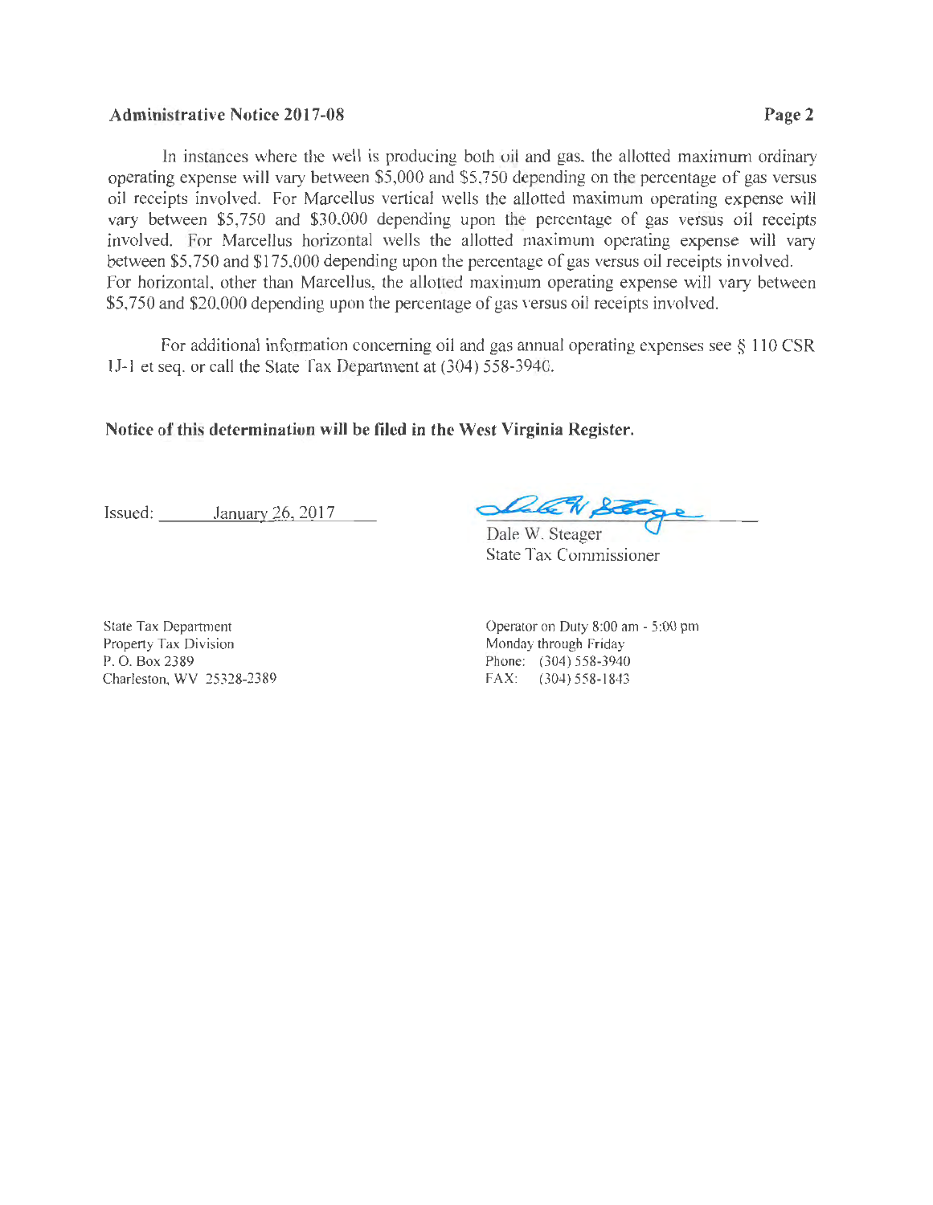In instances where the well is producing both oil and gas, the allotted maximum ordinary operating expense will vary between $5,000 and $5,750 depending on the percentage of gas versus oil receipts involved. For Marcellus vertical wells the allotted maximum operating expense will vary between $5,750 and $30,000 depending upon the percentage of gas versus oil receipts involved. For Marcellus horizontal wells the allotted maximum operating expense will vary between $5,750 and $175,000 depending upon the percentage of gas versus oil receipts involved. For horizontal, other than Marcellus, the allotted maximum operating expense will vary between $5,750 and $20,000 depending upon the percentage of gas versus oil receipts involved.

For additional information concerning oil and gas annual operating expenses see § 110 CSR 1J-1 et seq. or call the State Tax Department at (304) 558-3940.

**Notice of this determination will be filed in the West Virginia Register.**

Issued: January 26, 2017

Dale W. Steager
State Tax Commissioner

State Tax Department
Property Tax Division
P. O. Box 2389
Charleston, WV 25328-2389

Operator on Duty 8:00 am - 5:00 pm
Monday through Friday
Phone: (304) 558-3940
FAX: (304) 558-1843